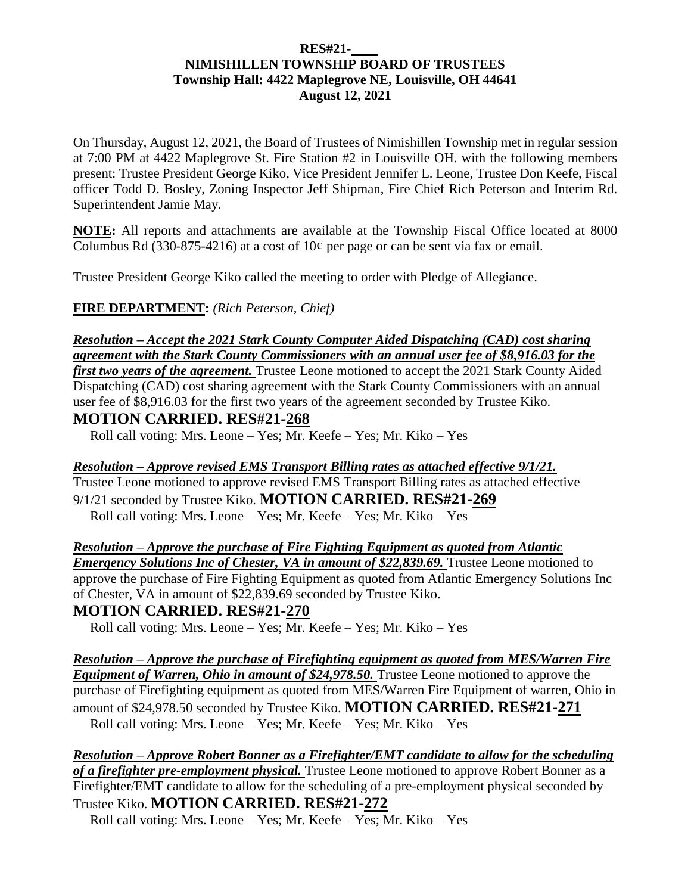**RES#21-\_\_\_\_**

**NIMISHILLEN TOWNSHIP BOARD OF TRUSTEES**

**Township Hall: 4422 Maplegrove NE, Louisville, OH 44641**

**August 12, 2021**

On Thursday, August 12, 2021, the Board of Trustees of Nimishillen Township met in regular session at 7:00 PM at 4422 Maplegrove St. Fire Station #2 in Louisville OH. with the following members present: Trustee President George Kiko, Vice President Jennifer L. Leone, Trustee Don Keefe, Fiscal officer Todd D. Bosley, Zoning Inspector Jeff Shipman, Fire Chief Rich Peterson and Interim Rd. Superintendent Jamie May.

**NOTE:** All reports and attachments are available at the Township Fiscal Office located at 8000 Columbus Rd (330-875-4216) at a cost of 10¢ per page or can be sent via fax or email.

Trustee President George Kiko called the meeting to order with Pledge of Allegiance.

**FIRE DEPARTMENT:** *(Rich Peterson, Chief)*

***Resolution – Accept the 2021 Stark County Computer Aided Dispatching (CAD) cost sharing agreement with the Stark County Commissioners with an annual user fee of $8,916.03 for the first two years of the agreement.*** Trustee Leone motioned to accept the 2021 Stark County Aided Dispatching (CAD) cost sharing agreement with the Stark County Commissioners with an annual user fee of $8,916.03 for the first two years of the agreement seconded by Trustee Kiko.

**MOTION CARRIED. RES#21-268**

Roll call voting: Mrs. Leone – Yes; Mr. Keefe – Yes; Mr. Kiko – Yes

***Resolution – Approve revised EMS Transport Billing rates as attached effective 9/1/21.*** Trustee Leone motioned to approve revised EMS Transport Billing rates as attached effective 9/1/21 seconded by Trustee Kiko. **MOTION CARRIED. RES#21-269**

Roll call voting: Mrs. Leone – Yes; Mr. Keefe – Yes; Mr. Kiko – Yes

***Resolution – Approve the purchase of Fire Fighting Equipment as quoted from Atlantic Emergency Solutions Inc of Chester, VA in amount of $22,839.69.*** Trustee Leone motioned to approve the purchase of Fire Fighting Equipment as quoted from Atlantic Emergency Solutions Inc of Chester, VA in amount of $22,839.69 seconded by Trustee Kiko.

**MOTION CARRIED. RES#21-270**

Roll call voting: Mrs. Leone – Yes; Mr. Keefe – Yes; Mr. Kiko – Yes

***Resolution – Approve the purchase of Firefighting equipment as quoted from MES/Warren Fire Equipment of Warren, Ohio in amount of $24,978.50.*** Trustee Leone motioned to approve the purchase of Firefighting equipment as quoted from MES/Warren Fire Equipment of warren, Ohio in amount of $24,978.50 seconded by Trustee Kiko. **MOTION CARRIED. RES#21-271**

Roll call voting: Mrs. Leone – Yes; Mr. Keefe – Yes; Mr. Kiko – Yes

***Resolution – Approve Robert Bonner as a Firefighter/EMT candidate to allow for the scheduling of a firefighter pre-employment physical.*** Trustee Leone motioned to approve Robert Bonner as a Firefighter/EMT candidate to allow for the scheduling of a pre-employment physical seconded by Trustee Kiko. **MOTION CARRIED. RES#21-272**

Roll call voting: Mrs. Leone – Yes; Mr. Keefe – Yes; Mr. Kiko – Yes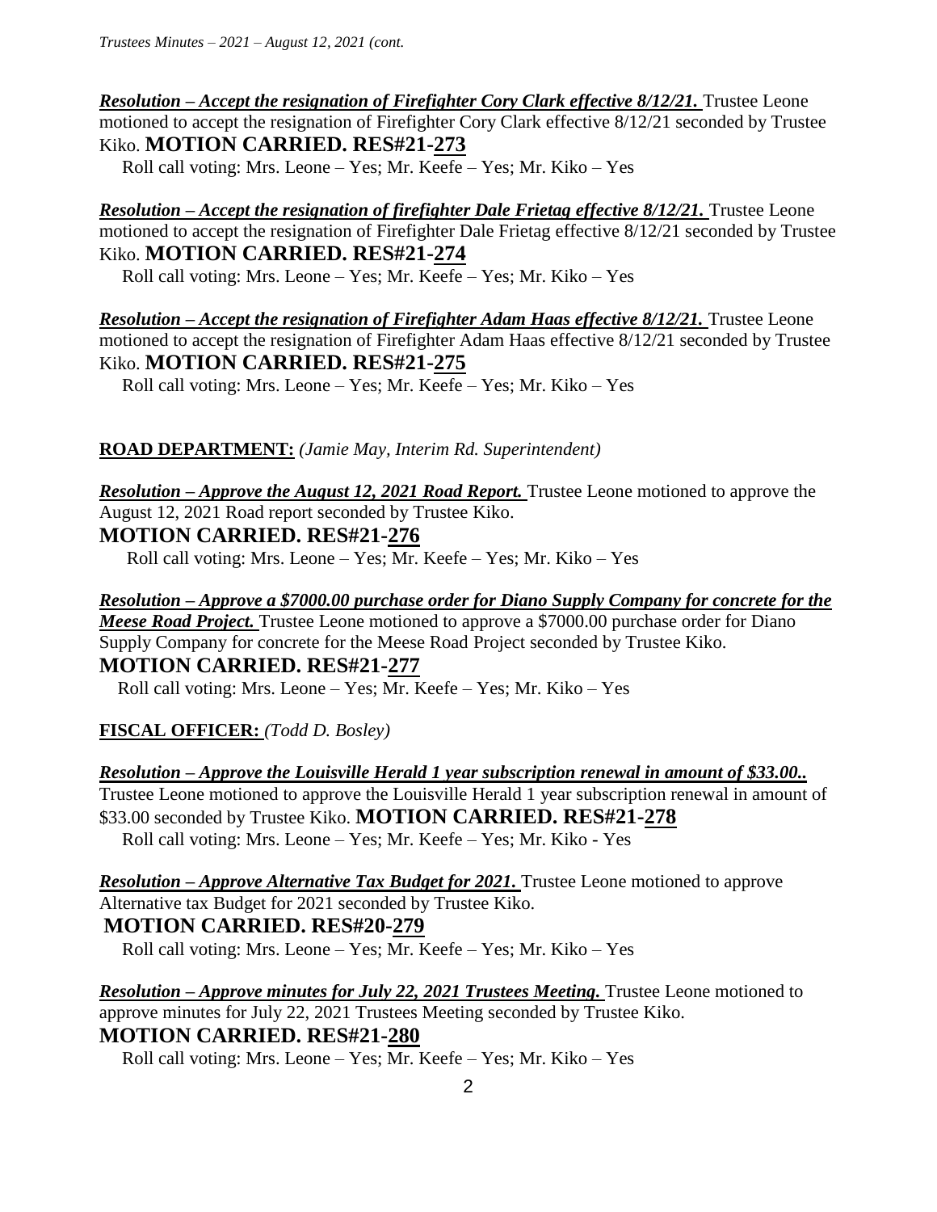***Resolution – Accept the resignation of Firefighter Cory Clark effective 8/12/21.*** Trustee Leone motioned to accept the resignation of Firefighter Cory Clark effective 8/12/21 seconded by Trustee Kiko. **MOTION CARRIED. RES#21-273**

Roll call voting: Mrs. Leone – Yes; Mr. Keefe – Yes; Mr. Kiko – Yes

***Resolution – Accept the resignation of firefighter Dale Frietag effective 8/12/21.*** Trustee Leone motioned to accept the resignation of Firefighter Dale Frietag effective 8/12/21 seconded by Trustee Kiko. **MOTION CARRIED. RES#21-274**

Roll call voting: Mrs. Leone – Yes; Mr. Keefe – Yes; Mr. Kiko – Yes

***Resolution – Accept the resignation of Firefighter Adam Haas effective 8/12/21.*** Trustee Leone motioned to accept the resignation of Firefighter Adam Haas effective 8/12/21 seconded by Trustee Kiko. **MOTION CARRIED. RES#21-275**

Roll call voting: Mrs. Leone – Yes; Mr. Keefe – Yes; Mr. Kiko – Yes

**ROAD DEPARTMENT:** *(Jamie May, Interim Rd. Superintendent)*

***Resolution – Approve the August 12, 2021 Road Report.*** Trustee Leone motioned to approve the August 12, 2021 Road report seconded by Trustee Kiko.

**MOTION CARRIED. RES#21-276**

Roll call voting: Mrs. Leone – Yes; Mr. Keefe – Yes; Mr. Kiko – Yes

***Resolution – Approve a $7000.00 purchase order for Diano Supply Company for concrete for the Meese Road Project.*** Trustee Leone motioned to approve a $7000.00 purchase order for Diano Supply Company for concrete for the Meese Road Project seconded by Trustee Kiko.

**MOTION CARRIED. RES#21-277**

Roll call voting: Mrs. Leone – Yes; Mr. Keefe – Yes; Mr. Kiko – Yes

**FISCAL OFFICER:** *(Todd D. Bosley)*

***Resolution – Approve the Louisville Herald 1 year subscription renewal in amount of $33.00..*** Trustee Leone motioned to approve the Louisville Herald 1 year subscription renewal in amount of $33.00 seconded by Trustee Kiko. **MOTION CARRIED. RES#21-278**

Roll call voting: Mrs. Leone – Yes; Mr. Keefe – Yes; Mr. Kiko - Yes

***Resolution – Approve Alternative Tax Budget for 2021.*** Trustee Leone motioned to approve Alternative tax Budget for 2021 seconded by Trustee Kiko.

**MOTION CARRIED. RES#20-279**

Roll call voting: Mrs. Leone – Yes; Mr. Keefe – Yes; Mr. Kiko – Yes

***Resolution – Approve minutes for July 22, 2021 Trustees Meeting.*** Trustee Leone motioned to approve minutes for July 22, 2021 Trustees Meeting seconded by Trustee Kiko.

**MOTION CARRIED. RES#21-280**

Roll call voting: Mrs. Leone – Yes; Mr. Keefe – Yes; Mr. Kiko – Yes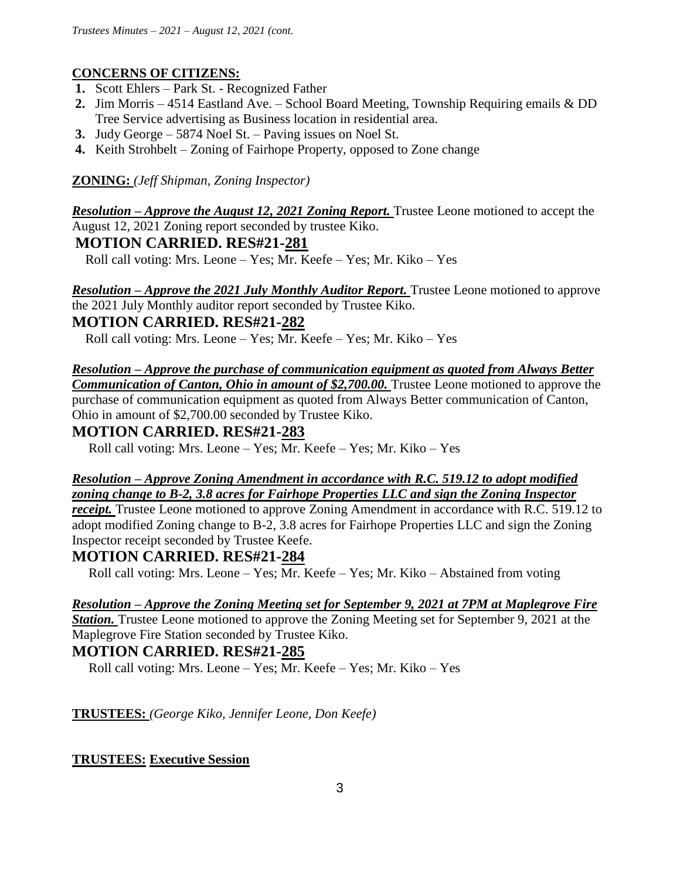**CONCERNS OF CITIZENS:**

1. Scott Ehlers – Park St. - Recognized Father
2. Jim Morris – 4514 Eastland Ave. – School Board Meeting, Township Requiring emails & DD Tree Service advertising as Business location in residential area.
3. Judy George – 5874 Noel St. – Paving issues on Noel St.
4. Keith Strohbelt – Zoning of Fairhope Property, opposed to Zone change

**ZONING:** *(Jeff Shipman, Zoning Inspector)*

***Resolution – Approve the August 12, 2021 Zoning Report.*** Trustee Leone motioned to accept the August 12, 2021 Zoning report seconded by trustee Kiko.

**MOTION CARRIED. RES#21-281**

Roll call voting: Mrs. Leone – Yes; Mr. Keefe – Yes; Mr. Kiko – Yes

***Resolution – Approve the 2021 July Monthly Auditor Report.*** Trustee Leone motioned to approve the 2021 July Monthly auditor report seconded by Trustee Kiko.

**MOTION CARRIED. RES#21-282**

Roll call voting: Mrs. Leone – Yes; Mr. Keefe – Yes; Mr. Kiko – Yes

***Resolution – Approve the purchase of communication equipment as quoted from Always Better Communication of Canton, Ohio in amount of $2,700.00.*** Trustee Leone motioned to approve the purchase of communication equipment as quoted from Always Better communication of Canton, Ohio in amount of $2,700.00 seconded by Trustee Kiko.

**MOTION CARRIED. RES#21-283**

Roll call voting: Mrs. Leone – Yes; Mr. Keefe – Yes; Mr. Kiko – Yes

***Resolution – Approve Zoning Amendment in accordance with R.C. 519.12 to adopt modified zoning change to B-2, 3.8 acres for Fairhope Properties LLC and sign the Zoning Inspector receipt.*** Trustee Leone motioned to approve Zoning Amendment in accordance with R.C. 519.12 to adopt modified Zoning change to B-2, 3.8 acres for Fairhope Properties LLC and sign the Zoning Inspector receipt seconded by Trustee Keefe.

**MOTION CARRIED. RES#21-284**

Roll call voting: Mrs. Leone – Yes; Mr. Keefe – Yes; Mr. Kiko – Abstained from voting

***Resolution – Approve the Zoning Meeting set for September 9, 2021 at 7PM at Maplegrove Fire Station.*** Trustee Leone motioned to approve the Zoning Meeting set for September 9, 2021 at the Maplegrove Fire Station seconded by Trustee Kiko.

**MOTION CARRIED. RES#21-285**

Roll call voting: Mrs. Leone – Yes; Mr. Keefe – Yes; Mr. Kiko – Yes

**TRUSTEES:** *(George Kiko, Jennifer Leone, Don Keefe)*

**TRUSTEES: Executive Session**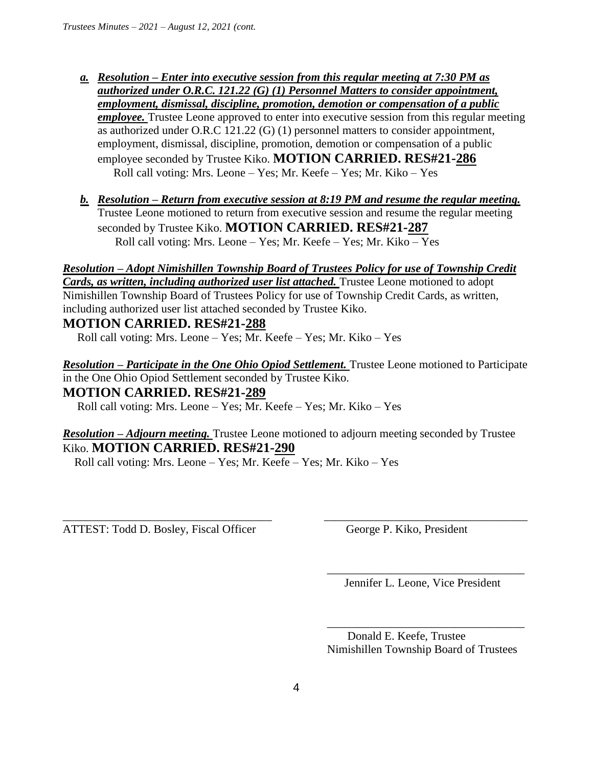*a.* ***Resolution – Enter into executive session from this regular meeting at 7:30 PM as authorized under O.R.C. 121.22 (G) (1) Personnel Matters to consider appointment, employment, dismissal, discipline, promotion, demotion or compensation of a public employee.*** Trustee Leone approved to enter into executive session from this regular meeting as authorized under O.R.C 121.22 (G) (1) personnel matters to consider appointment, employment, dismissal, discipline, promotion, demotion or compensation of a public employee seconded by Trustee Kiko. **MOTION CARRIED. RES#21-286**

Roll call voting: Mrs. Leone – Yes; Mr. Keefe – Yes; Mr. Kiko – Yes

*b.* ***Resolution – Return from executive session at 8:19 PM and resume the regular meeting.*** Trustee Leone motioned to return from executive session and resume the regular meeting seconded by Trustee Kiko. **MOTION CARRIED. RES#21-287**

Roll call voting: Mrs. Leone – Yes; Mr. Keefe – Yes; Mr. Kiko – Yes

***Resolution – Adopt Nimishillen Township Board of Trustees Policy for use of Township Credit Cards, as written, including authorized user list attached.*** Trustee Leone motioned to adopt Nimishillen Township Board of Trustees Policy for use of Township Credit Cards, as written, including authorized user list attached seconded by Trustee Kiko.

**MOTION CARRIED. RES#21-288**

Roll call voting: Mrs. Leone – Yes; Mr. Keefe – Yes; Mr. Kiko – Yes

***Resolution – Participate in the One Ohio Opiod Settlement.*** Trustee Leone motioned to Participate in the One Ohio Opiod Settlement seconded by Trustee Kiko.

**MOTION CARRIED. RES#21-289**

Roll call voting: Mrs. Leone – Yes; Mr. Keefe – Yes; Mr. Kiko – Yes

***Resolution – Adjourn meeting.*** Trustee Leone motioned to adjourn meeting seconded by Trustee Kiko. **MOTION CARRIED. RES#21-290**

Roll call voting: Mrs. Leone – Yes; Mr. Keefe – Yes; Mr. Kiko – Yes

\_\_\_\_\_\_\_\_\_\_\_\_\_\_\_\_\_\_\_\_\_\_\_\_\_\_\_\_\_\_\_\_\_\_\_\_
ATTEST: Todd D. Bosley, Fiscal Officer

\_\_\_\_\_\_\_\_\_\_\_\_\_\_\_\_\_\_\_\_\_\_\_\_\_\_\_\_\_\_\_\_\_\_\_\_
George P. Kiko, President

\_\_\_\_\_\_\_\_\_\_\_\_\_\_\_\_\_\_\_\_\_\_\_\_\_\_\_\_\_\_\_\_\_\_\_\_
Jennifer L. Leone, Vice President

\_\_\_\_\_\_\_\_\_\_\_\_\_\_\_\_\_\_\_\_\_\_\_\_\_\_\_\_\_\_\_\_\_\_\_\_
Donald E. Keefe, Trustee
Nimishillen Township Board of Trustees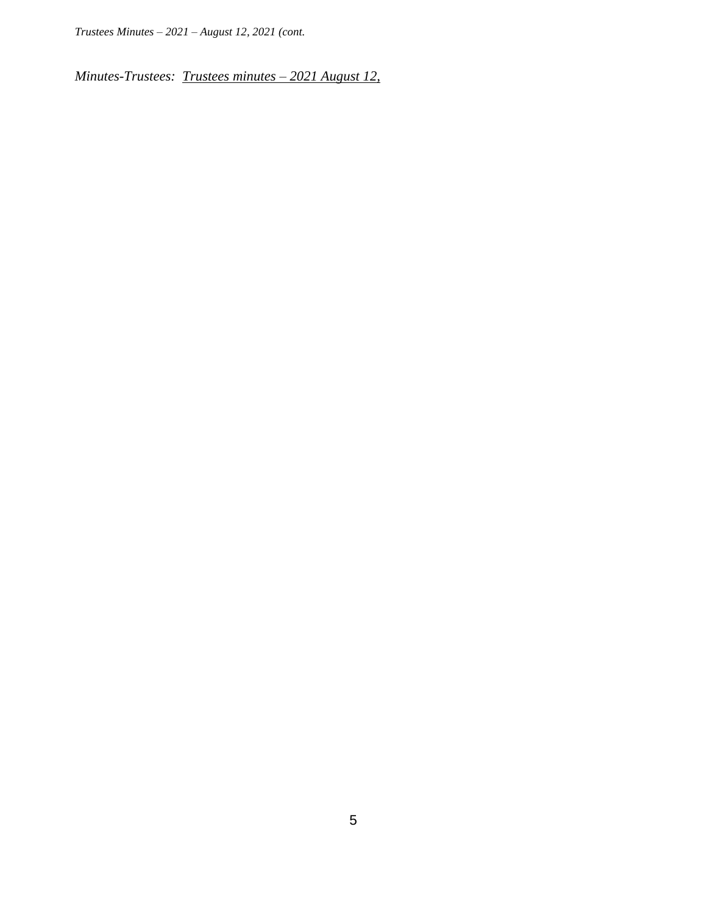*Minutes-Trustees:* *Trustees minutes – 2021 August 12,*